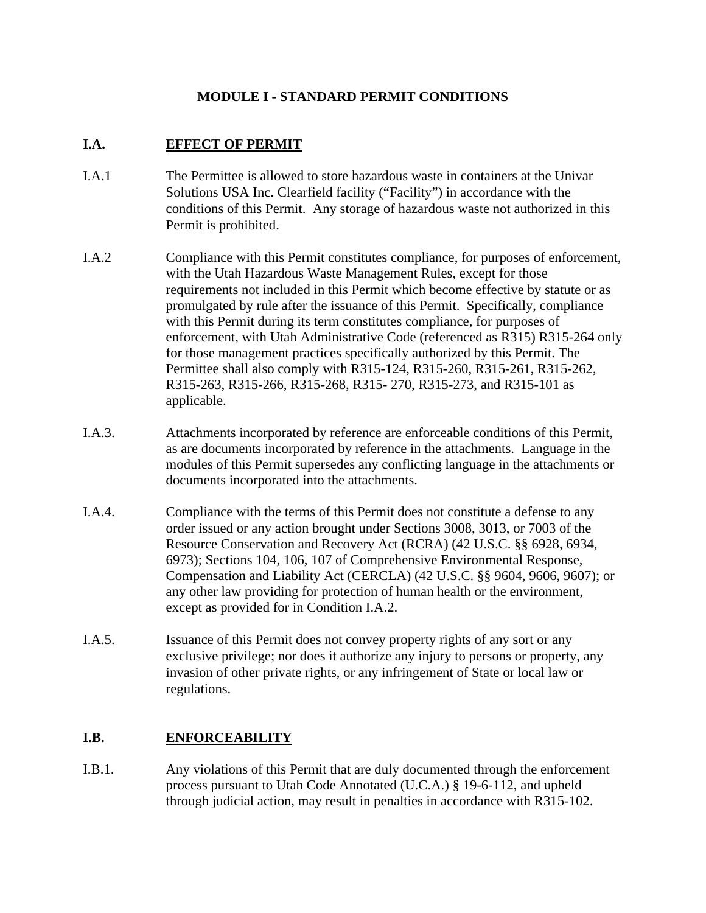# MODULE I - STANDARD PERMIT CONDITIONS

## I.A. EFFECT OF PERMIT

I.A.1 The Permittee is allowed to store hazardous waste in containers at the Univar Solutions USA Inc. Clearfield facility (“Facility”) in accordance with the conditions of this Permit. Any storage of hazardous waste not authorized in this Permit is prohibited.

I.A.2 Compliance with this Permit constitutes compliance, for purposes of enforcement, with the Utah Hazardous Waste Management Rules, except for those requirements not included in this Permit which become effective by statute or as promulgated by rule after the issuance of this Permit. Specifically, compliance with this Permit during its term constitutes compliance, for purposes of enforcement, with Utah Administrative Code (referenced as R315) R315-264 only for those management practices specifically authorized by this Permit. The Permittee shall also comply with R315-124, R315-260, R315-261, R315-262, R315-263, R315-266, R315-268, R315- 270, R315-273, and R315-101 as applicable.

I.A.3. Attachments incorporated by reference are enforceable conditions of this Permit, as are documents incorporated by reference in the attachments. Language in the modules of this Permit supersedes any conflicting language in the attachments or documents incorporated into the attachments.

I.A.4. Compliance with the terms of this Permit does not constitute a defense to any order issued or any action brought under Sections 3008, 3013, or 7003 of the Resource Conservation and Recovery Act (RCRA) (42 U.S.C. §§ 6928, 6934, 6973); Sections 104, 106, 107 of Comprehensive Environmental Response, Compensation and Liability Act (CERCLA) (42 U.S.C. §§ 9604, 9606, 9607); or any other law providing for protection of human health or the environment, except as provided for in Condition I.A.2.

I.A.5. Issuance of this Permit does not convey property rights of any sort or any exclusive privilege; nor does it authorize any injury to persons or property, any invasion of other private rights, or any infringement of State or local law or regulations.

## I.B. ENFORCEABILITY

I.B.1. Any violations of this Permit that are duly documented through the enforcement process pursuant to Utah Code Annotated (U.C.A.) § 19-6-112, and upheld through judicial action, may result in penalties in accordance with R315-102.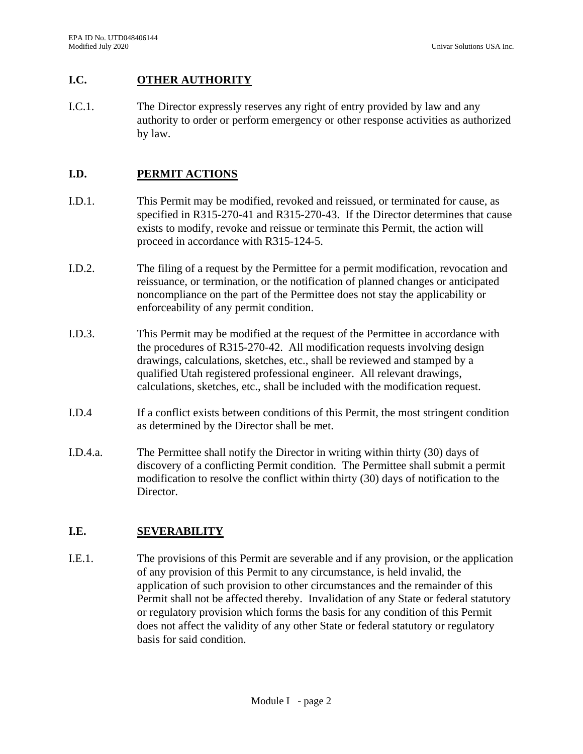## I.C. OTHER AUTHORITY

I.C.1. The Director expressly reserves any right of entry provided by law and any authority to order or perform emergency or other response activities as authorized by law.

## I.D. PERMIT ACTIONS

I.D.1. This Permit may be modified, revoked and reissued, or terminated for cause, as specified in R315-270-41 and R315-270-43. If the Director determines that cause exists to modify, revoke and reissue or terminate this Permit, the action will proceed in accordance with R315-124-5.

I.D.2. The filing of a request by the Permittee for a permit modification, revocation and reissuance, or termination, or the notification of planned changes or anticipated noncompliance on the part of the Permittee does not stay the applicability or enforceability of any permit condition.

I.D.3. This Permit may be modified at the request of the Permittee in accordance with the procedures of R315-270-42. All modification requests involving design drawings, calculations, sketches, etc., shall be reviewed and stamped by a qualified Utah registered professional engineer. All relevant drawings, calculations, sketches, etc., shall be included with the modification request.

I.D.4 If a conflict exists between conditions of this Permit, the most stringent condition as determined by the Director shall be met.

I.D.4.a. The Permittee shall notify the Director in writing within thirty (30) days of discovery of a conflicting Permit condition. The Permittee shall submit a permit modification to resolve the conflict within thirty (30) days of notification to the Director.

## I.E. SEVERABILITY

I.E.1. The provisions of this Permit are severable and if any provision, or the application of any provision of this Permit to any circumstance, is held invalid, the application of such provision to other circumstances and the remainder of this Permit shall not be affected thereby. Invalidation of any State or federal statutory or regulatory provision which forms the basis for any condition of this Permit does not affect the validity of any other State or federal statutory or regulatory basis for said condition.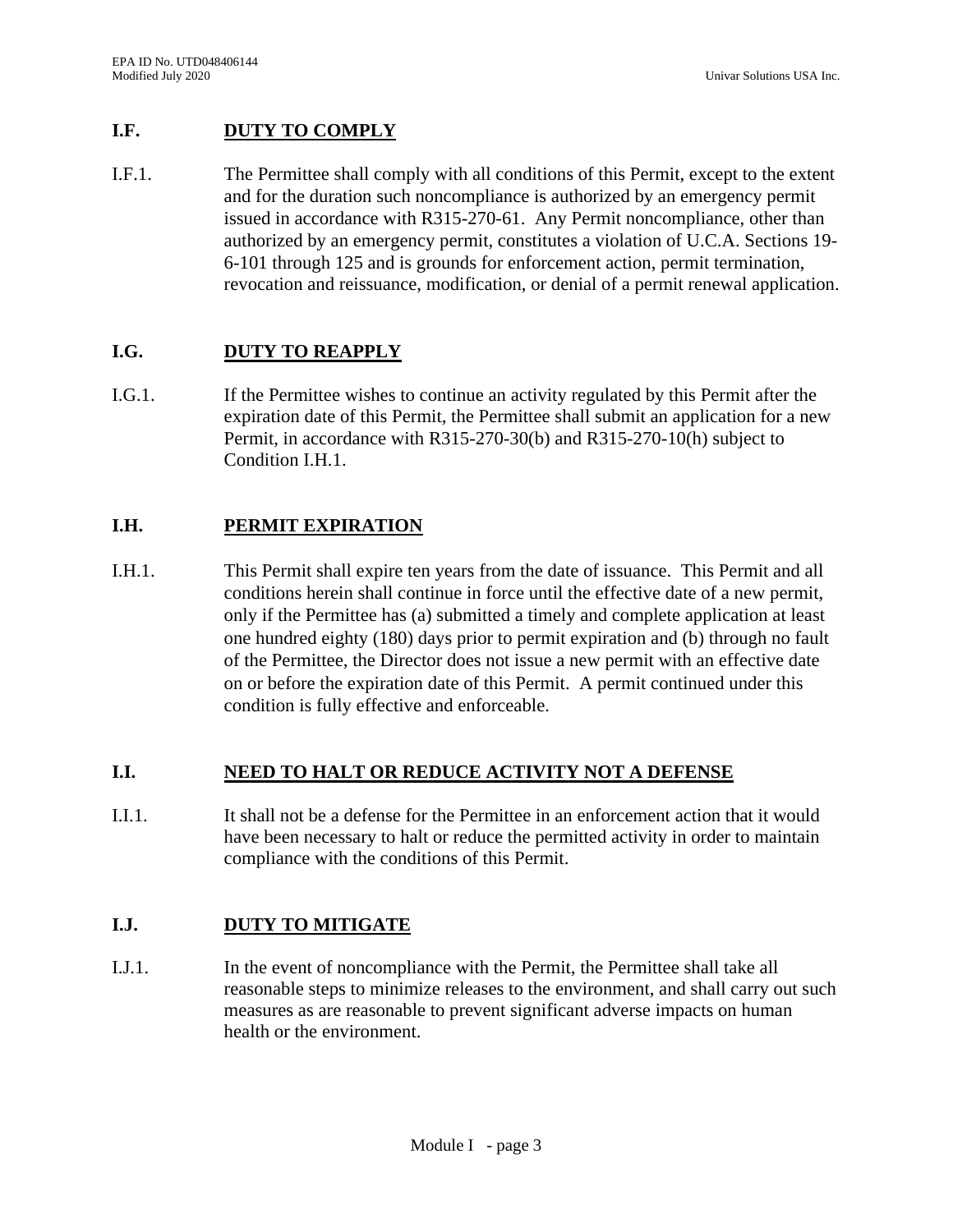## I.F. DUTY TO COMPLY

I.F.1. The Permittee shall comply with all conditions of this Permit, except to the extent and for the duration such noncompliance is authorized by an emergency permit issued in accordance with R315-270-61. Any Permit noncompliance, other than authorized by an emergency permit, constitutes a violation of U.C.A. Sections 19-6-101 through 125 and is grounds for enforcement action, permit termination, revocation and reissuance, modification, or denial of a permit renewal application.

## I.G. DUTY TO REAPPLY

I.G.1. If the Permittee wishes to continue an activity regulated by this Permit after the expiration date of this Permit, the Permittee shall submit an application for a new Permit, in accordance with R315-270-30(b) and R315-270-10(h) subject to Condition I.H.1.

## I.H. PERMIT EXPIRATION

I.H.1. This Permit shall expire ten years from the date of issuance. This Permit and all conditions herein shall continue in force until the effective date of a new permit, only if the Permittee has (a) submitted a timely and complete application at least one hundred eighty (180) days prior to permit expiration and (b) through no fault of the Permittee, the Director does not issue a new permit with an effective date on or before the expiration date of this Permit. A permit continued under this condition is fully effective and enforceable.

## I.I. NEED TO HALT OR REDUCE ACTIVITY NOT A DEFENSE

I.I.1. It shall not be a defense for the Permittee in an enforcement action that it would have been necessary to halt or reduce the permitted activity in order to maintain compliance with the conditions of this Permit.

## I.J. DUTY TO MITIGATE

I.J.1. In the event of noncompliance with the Permit, the Permittee shall take all reasonable steps to minimize releases to the environment, and shall carry out such measures as are reasonable to prevent significant adverse impacts on human health or the environment.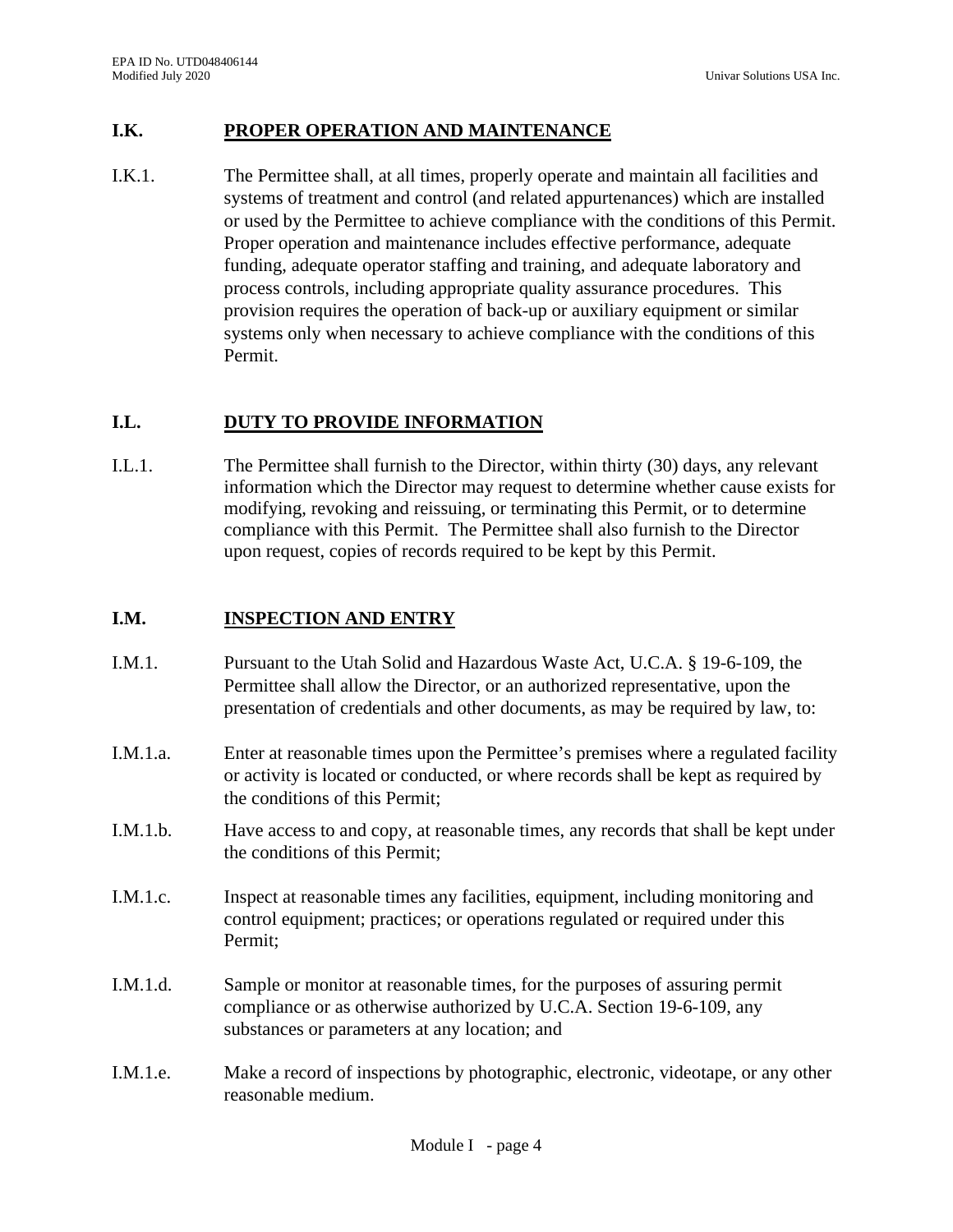## I.K. PROPER OPERATION AND MAINTENANCE

I.K.1. The Permittee shall, at all times, properly operate and maintain all facilities and systems of treatment and control (and related appurtenances) which are installed or used by the Permittee to achieve compliance with the conditions of this Permit. Proper operation and maintenance includes effective performance, adequate funding, adequate operator staffing and training, and adequate laboratory and process controls, including appropriate quality assurance procedures. This provision requires the operation of back-up or auxiliary equipment or similar systems only when necessary to achieve compliance with the conditions of this Permit.

## I.L. DUTY TO PROVIDE INFORMATION

I.L.1. The Permittee shall furnish to the Director, within thirty (30) days, any relevant information which the Director may request to determine whether cause exists for modifying, revoking and reissuing, or terminating this Permit, or to determine compliance with this Permit. The Permittee shall also furnish to the Director upon request, copies of records required to be kept by this Permit.

## I.M. INSPECTION AND ENTRY

I.M.1. Pursuant to the Utah Solid and Hazardous Waste Act, U.C.A. § 19-6-109, the Permittee shall allow the Director, or an authorized representative, upon the presentation of credentials and other documents, as may be required by law, to:

I.M.1.a. Enter at reasonable times upon the Permittee's premises where a regulated facility or activity is located or conducted, or where records shall be kept as required by the conditions of this Permit;

I.M.1.b. Have access to and copy, at reasonable times, any records that shall be kept under the conditions of this Permit;

I.M.1.c. Inspect at reasonable times any facilities, equipment, including monitoring and control equipment; practices; or operations regulated or required under this Permit;

I.M.1.d. Sample or monitor at reasonable times, for the purposes of assuring permit compliance or as otherwise authorized by U.C.A. Section 19-6-109, any substances or parameters at any location; and

I.M.1.e. Make a record of inspections by photographic, electronic, videotape, or any other reasonable medium.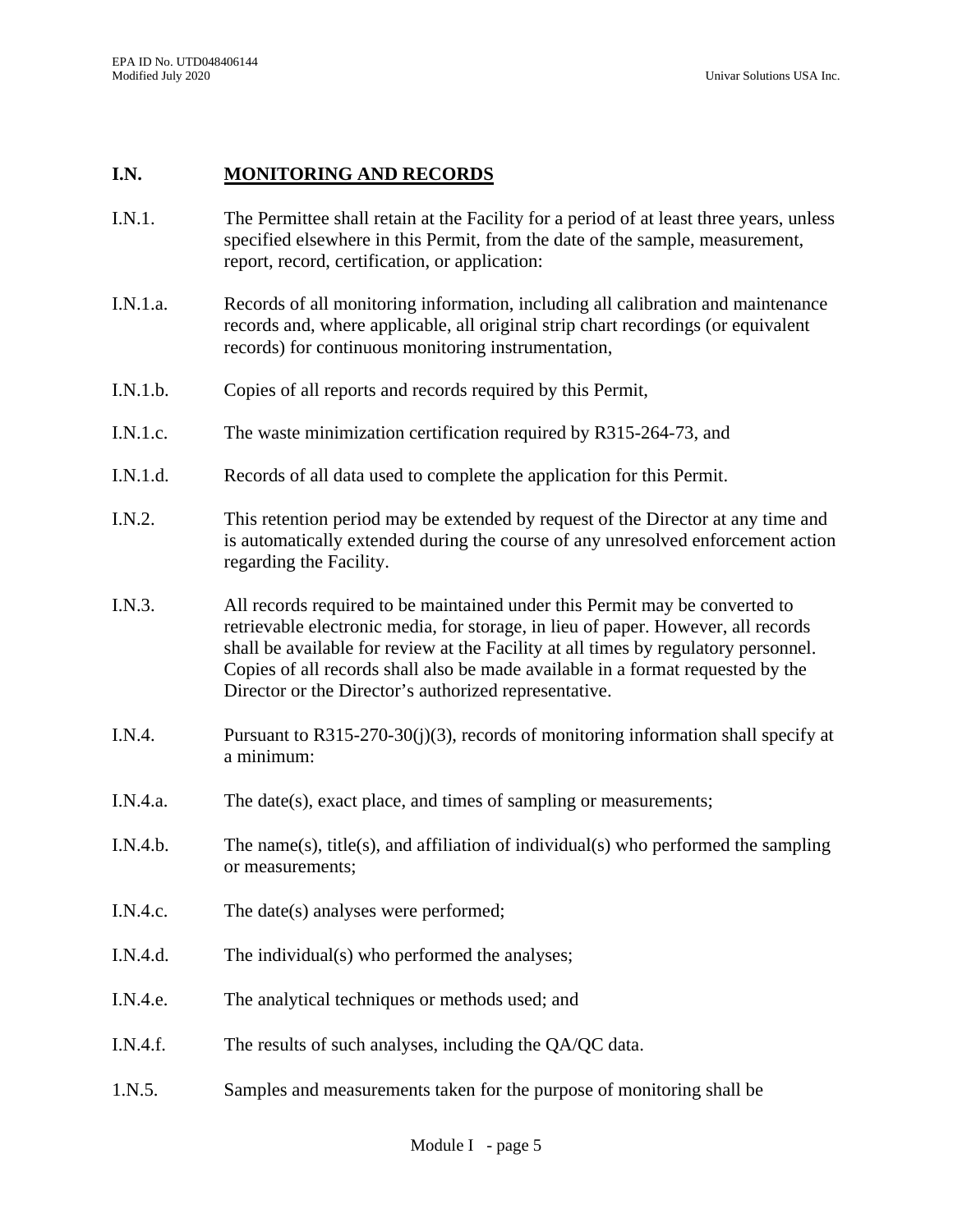## I.N. MONITORING AND RECORDS

I.N.1. The Permittee shall retain at the Facility for a period of at least three years, unless specified elsewhere in this Permit, from the date of the sample, measurement, report, record, certification, or application:

I.N.1.a. Records of all monitoring information, including all calibration and maintenance records and, where applicable, all original strip chart recordings (or equivalent records) for continuous monitoring instrumentation,

I.N.1.b. Copies of all reports and records required by this Permit,

I.N.1.c. The waste minimization certification required by R315-264-73, and

I.N.1.d. Records of all data used to complete the application for this Permit.

I.N.2. This retention period may be extended by request of the Director at any time and is automatically extended during the course of any unresolved enforcement action regarding the Facility.

I.N.3. All records required to be maintained under this Permit may be converted to retrievable electronic media, for storage, in lieu of paper. However, all records shall be available for review at the Facility at all times by regulatory personnel. Copies of all records shall also be made available in a format requested by the Director or the Director's authorized representative.

I.N.4. Pursuant to R315-270-30(j)(3), records of monitoring information shall specify at a minimum:

I.N.4.a. The date(s), exact place, and times of sampling or measurements;

I.N.4.b. The name(s), title(s), and affiliation of individual(s) who performed the sampling or measurements;

I.N.4.c. The date(s) analyses were performed;

I.N.4.d. The individual(s) who performed the analyses;

I.N.4.e. The analytical techniques or methods used; and

I.N.4.f. The results of such analyses, including the QA/QC data.

1.N.5. Samples and measurements taken for the purpose of monitoring shall be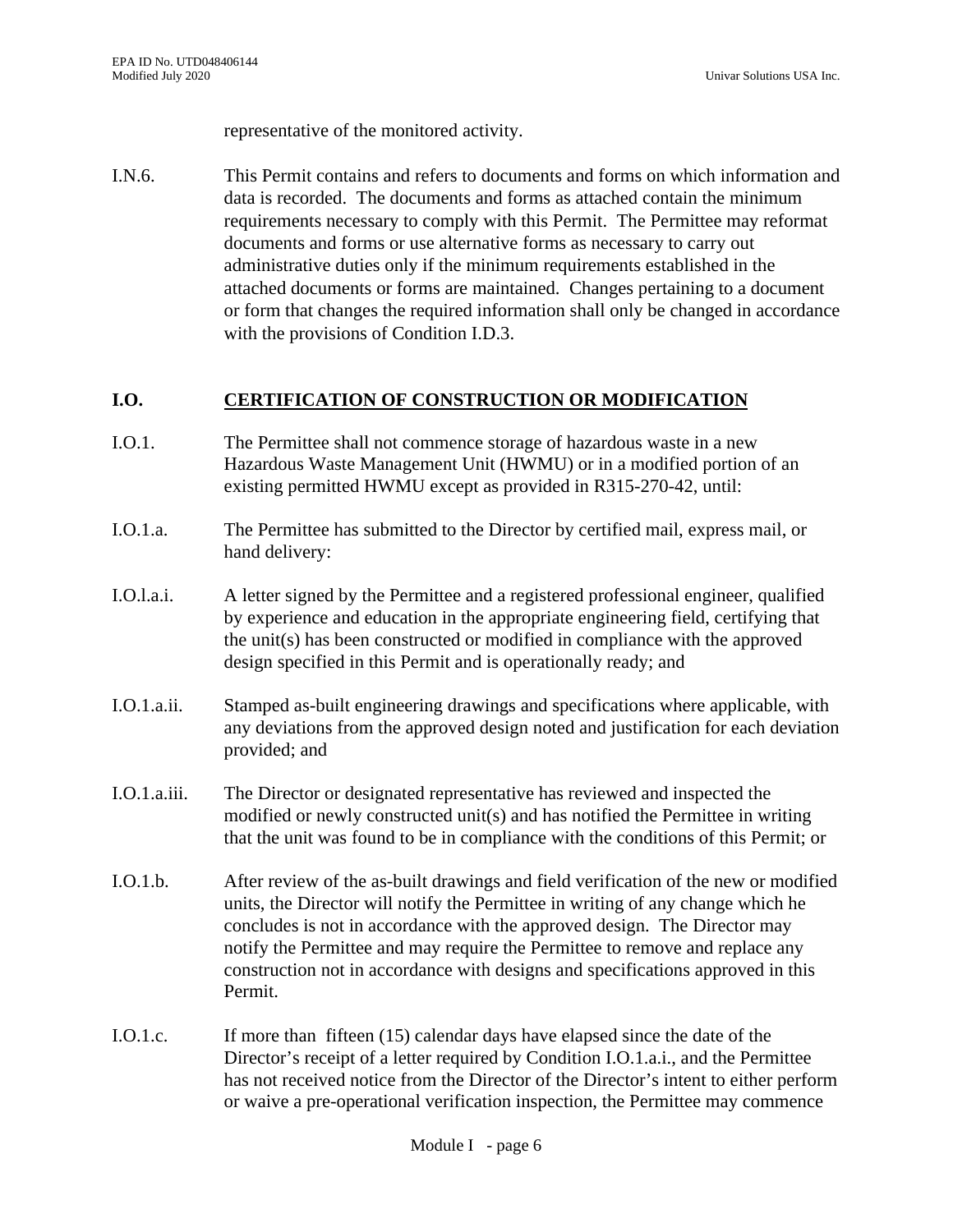representative of the monitored activity.

I.N.6. This Permit contains and refers to documents and forms on which information and data is recorded. The documents and forms as attached contain the minimum requirements necessary to comply with this Permit. The Permittee may reformat documents and forms or use alternative forms as necessary to carry out administrative duties only if the minimum requirements established in the attached documents or forms are maintained. Changes pertaining to a document or form that changes the required information shall only be changed in accordance with the provisions of Condition I.D.3.

## I.O. CERTIFICATION OF CONSTRUCTION OR MODIFICATION

I.O.1. The Permittee shall not commence storage of hazardous waste in a new Hazardous Waste Management Unit (HWMU) or in a modified portion of an existing permitted HWMU except as provided in R315-270-42, until:

I.O.1.a. The Permittee has submitted to the Director by certified mail, express mail, or hand delivery:

I.O.l.a.i. A letter signed by the Permittee and a registered professional engineer, qualified by experience and education in the appropriate engineering field, certifying that the unit(s) has been constructed or modified in compliance with the approved design specified in this Permit and is operationally ready; and

I.O.1.a.ii. Stamped as-built engineering drawings and specifications where applicable, with any deviations from the approved design noted and justification for each deviation provided; and

I.O.1.a.iii. The Director or designated representative has reviewed and inspected the modified or newly constructed unit(s) and has notified the Permittee in writing that the unit was found to be in compliance with the conditions of this Permit; or

I.O.1.b. After review of the as-built drawings and field verification of the new or modified units, the Director will notify the Permittee in writing of any change which he concludes is not in accordance with the approved design. The Director may notify the Permittee and may require the Permittee to remove and replace any construction not in accordance with designs and specifications approved in this Permit.

I.O.1.c. If more than fifteen (15) calendar days have elapsed since the date of the Director's receipt of a letter required by Condition I.O.1.a.i., and the Permittee has not received notice from the Director of the Director's intent to either perform or waive a pre-operational verification inspection, the Permittee may commence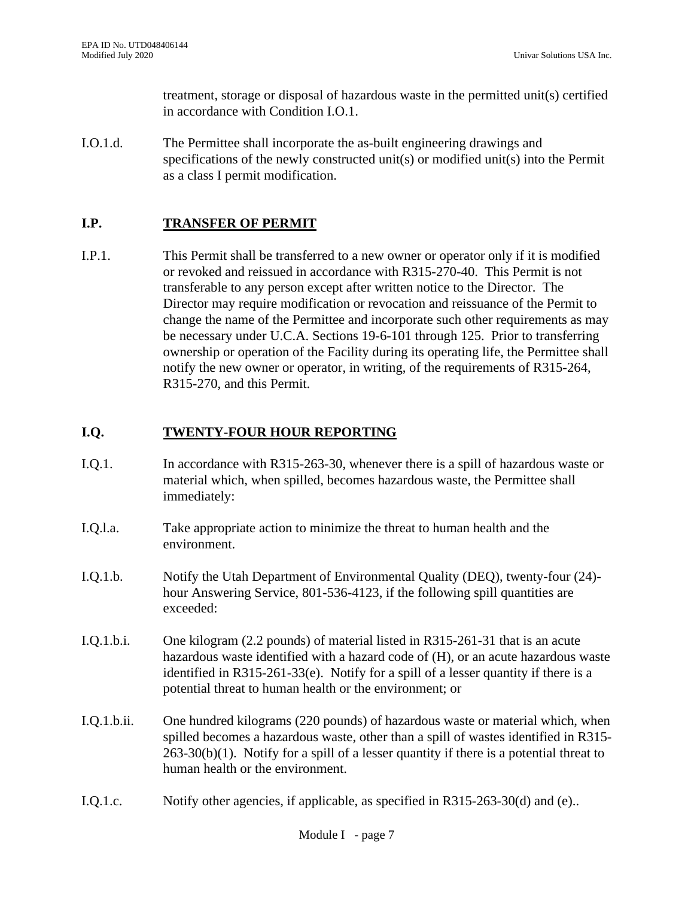treatment, storage or disposal of hazardous waste in the permitted unit(s) certified in accordance with Condition I.O.1.

I.O.1.d. The Permittee shall incorporate the as-built engineering drawings and specifications of the newly constructed unit(s) or modified unit(s) into the Permit as a class I permit modification.

## I.P. TRANSFER OF PERMIT

I.P.1. This Permit shall be transferred to a new owner or operator only if it is modified or revoked and reissued in accordance with R315-270-40. This Permit is not transferable to any person except after written notice to the Director. The Director may require modification or revocation and reissuance of the Permit to change the name of the Permittee and incorporate such other requirements as may be necessary under U.C.A. Sections 19-6-101 through 125. Prior to transferring ownership or operation of the Facility during its operating life, the Permittee shall notify the new owner or operator, in writing, of the requirements of R315-264, R315-270, and this Permit.

## I.Q. TWENTY-FOUR HOUR REPORTING

I.Q.1. In accordance with R315-263-30, whenever there is a spill of hazardous waste or material which, when spilled, becomes hazardous waste, the Permittee shall immediately:

I.Q.l.a. Take appropriate action to minimize the threat to human health and the environment.

I.Q.1.b. Notify the Utah Department of Environmental Quality (DEQ), twenty-four (24)-hour Answering Service, 801-536-4123, if the following spill quantities are exceeded:

I.Q.1.b.i. One kilogram (2.2 pounds) of material listed in R315-261-31 that is an acute hazardous waste identified with a hazard code of (H), or an acute hazardous waste identified in R315-261-33(e). Notify for a spill of a lesser quantity if there is a potential threat to human health or the environment; or

I.Q.1.b.ii. One hundred kilograms (220 pounds) of hazardous waste or material which, when spilled becomes a hazardous waste, other than a spill of wastes identified in R315-263-30(b)(1). Notify for a spill of a lesser quantity if there is a potential threat to human health or the environment.

I.Q.1.c. Notify other agencies, if applicable, as specified in R315-263-30(d) and (e)..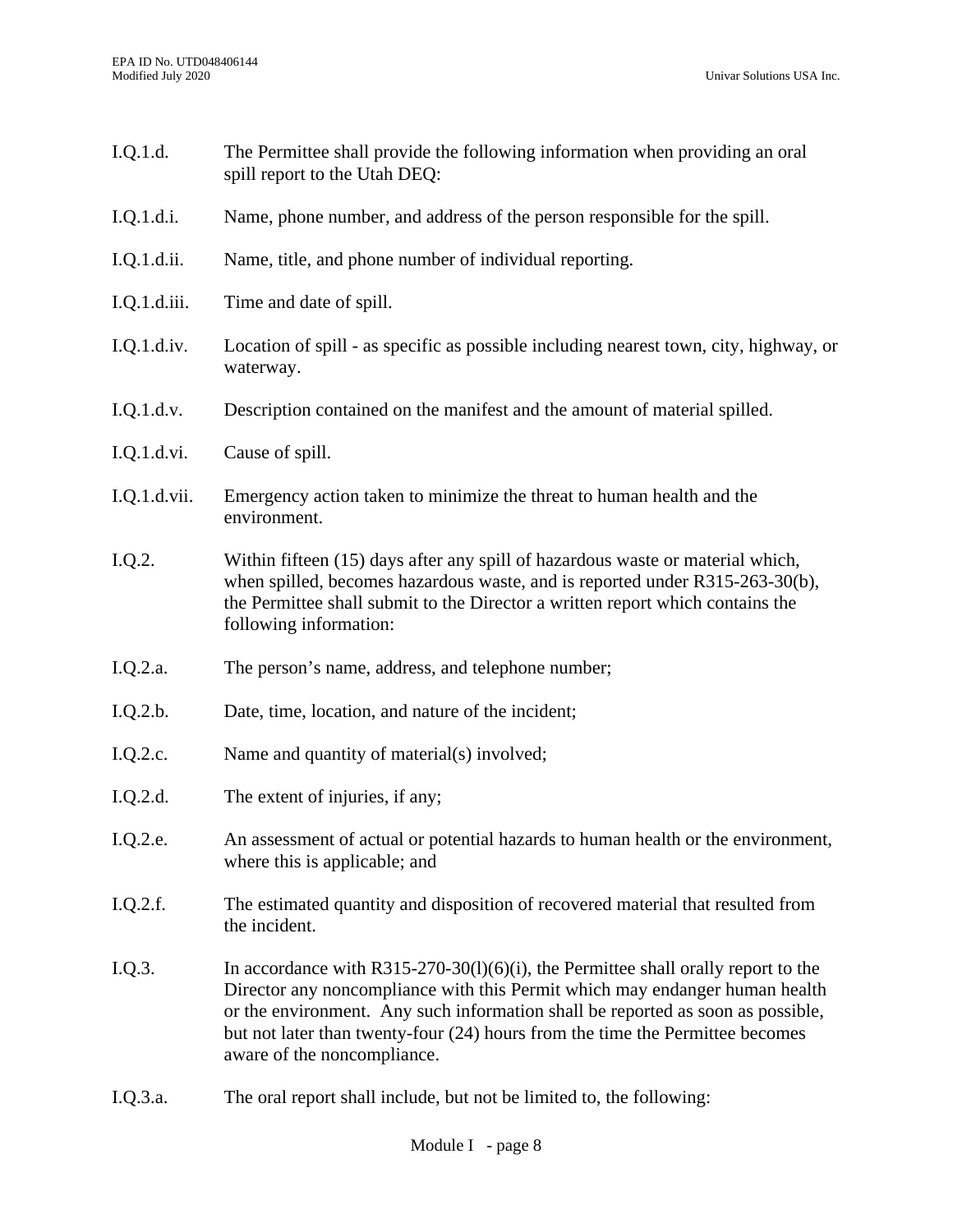I.Q.1.d. The Permittee shall provide the following information when providing an oral spill report to the Utah DEQ:

I.Q.1.d.i. Name, phone number, and address of the person responsible for the spill.

I.Q.1.d.ii. Name, title, and phone number of individual reporting.

I.Q.1.d.iii. Time and date of spill.

I.Q.1.d.iv. Location of spill - as specific as possible including nearest town, city, highway, or waterway.

I.Q.1.d.v. Description contained on the manifest and the amount of material spilled.

I.Q.1.d.vi. Cause of spill.

I.Q.1.d.vii. Emergency action taken to minimize the threat to human health and the environment.

I.Q.2. Within fifteen (15) days after any spill of hazardous waste or material which, when spilled, becomes hazardous waste, and is reported under R315-263-30(b), the Permittee shall submit to the Director a written report which contains the following information:

I.Q.2.a. The person's name, address, and telephone number;

I.Q.2.b. Date, time, location, and nature of the incident;

I.Q.2.c. Name and quantity of material(s) involved;

I.Q.2.d. The extent of injuries, if any;

I.Q.2.e. An assessment of actual or potential hazards to human health or the environment, where this is applicable; and

I.Q.2.f. The estimated quantity and disposition of recovered material that resulted from the incident.

I.Q.3. In accordance with R315-270-30(l)(6)(i), the Permittee shall orally report to the Director any noncompliance with this Permit which may endanger human health or the environment. Any such information shall be reported as soon as possible, but not later than twenty-four (24) hours from the time the Permittee becomes aware of the noncompliance.

I.Q.3.a. The oral report shall include, but not be limited to, the following: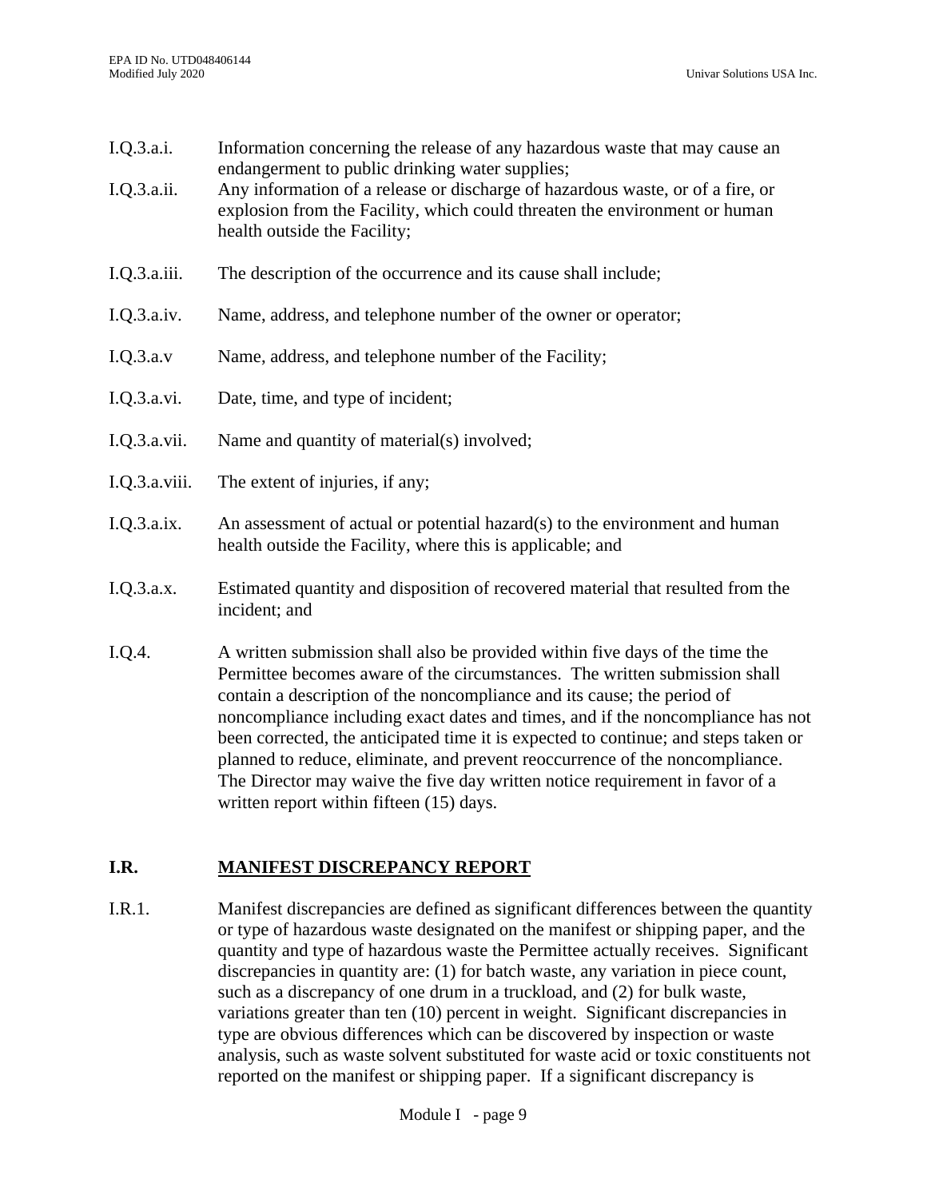I.Q.3.a.i. Information concerning the release of any hazardous waste that may cause an endangerment to public drinking water supplies;

I.Q.3.a.ii. Any information of a release or discharge of hazardous waste, or of a fire, or explosion from the Facility, which could threaten the environment or human health outside the Facility;

I.Q.3.a.iii. The description of the occurrence and its cause shall include;

I.Q.3.a.iv. Name, address, and telephone number of the owner or operator;

I.Q.3.a.v Name, address, and telephone number of the Facility;

I.Q.3.a.vi. Date, time, and type of incident;

I.Q.3.a.vii. Name and quantity of material(s) involved;

I.Q.3.a.viii. The extent of injuries, if any;

I.Q.3.a.ix. An assessment of actual or potential hazard(s) to the environment and human health outside the Facility, where this is applicable; and

I.Q.3.a.x. Estimated quantity and disposition of recovered material that resulted from the incident; and

I.Q.4. A written submission shall also be provided within five days of the time the Permittee becomes aware of the circumstances. The written submission shall contain a description of the noncompliance and its cause; the period of noncompliance including exact dates and times, and if the noncompliance has not been corrected, the anticipated time it is expected to continue; and steps taken or planned to reduce, eliminate, and prevent reoccurrence of the noncompliance. The Director may waive the five day written notice requirement in favor of a written report within fifteen (15) days.

## I.R. <u>MANIFEST DISCREPANCY REPORT</u>

I.R.1. Manifest discrepancies are defined as significant differences between the quantity or type of hazardous waste designated on the manifest or shipping paper, and the quantity and type of hazardous waste the Permittee actually receives. Significant discrepancies in quantity are: (1) for batch waste, any variation in piece count, such as a discrepancy of one drum in a truckload, and (2) for bulk waste, variations greater than ten (10) percent in weight. Significant discrepancies in type are obvious differences which can be discovered by inspection or waste analysis, such as waste solvent substituted for waste acid or toxic constituents not reported on the manifest or shipping paper. If a significant discrepancy is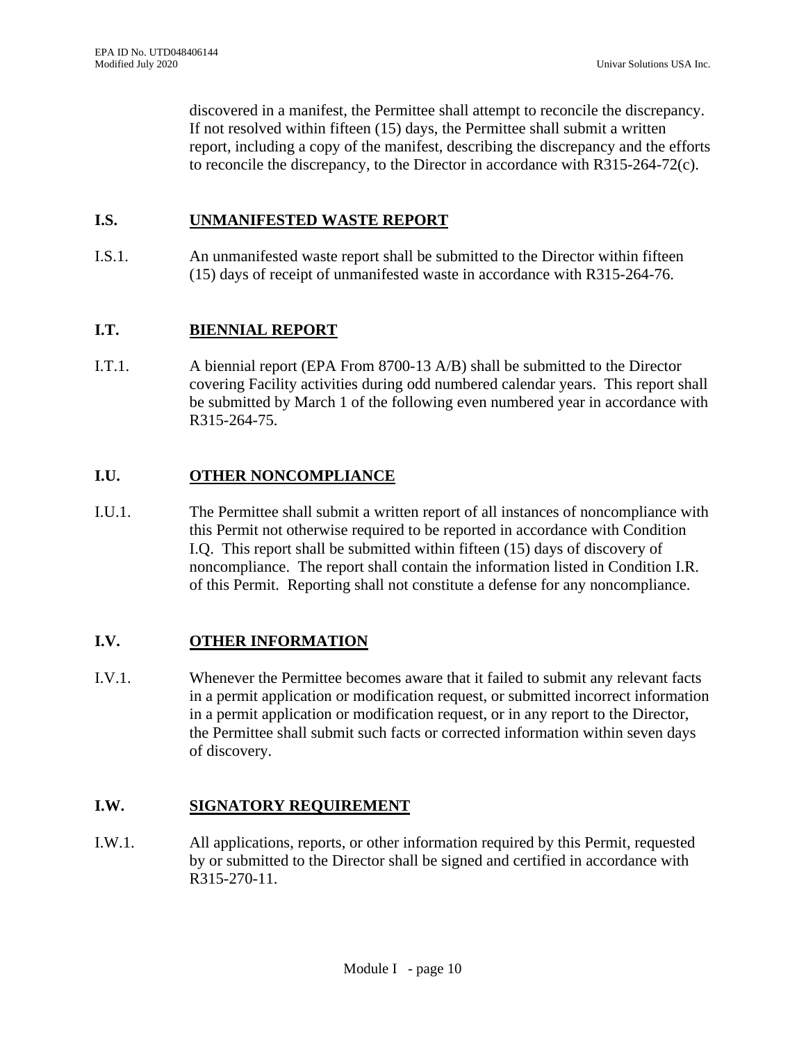discovered in a manifest, the Permittee shall attempt to reconcile the discrepancy. If not resolved within fifteen (15) days, the Permittee shall submit a written report, including a copy of the manifest, describing the discrepancy and the efforts to reconcile the discrepancy, to the Director in accordance with R315-264-72(c).

## I.S. UNMANIFESTED WASTE REPORT

I.S.1. An unmanifested waste report shall be submitted to the Director within fifteen (15) days of receipt of unmanifested waste in accordance with R315-264-76.

## I.T. BIENNIAL REPORT

I.T.1. A biennial report (EPA From 8700-13 A/B) shall be submitted to the Director covering Facility activities during odd numbered calendar years. This report shall be submitted by March 1 of the following even numbered year in accordance with R315-264-75.

## I.U. OTHER NONCOMPLIANCE

I.U.1. The Permittee shall submit a written report of all instances of noncompliance with this Permit not otherwise required to be reported in accordance with Condition I.Q. This report shall be submitted within fifteen (15) days of discovery of noncompliance. The report shall contain the information listed in Condition I.R. of this Permit. Reporting shall not constitute a defense for any noncompliance.

## I.V. OTHER INFORMATION

I.V.1. Whenever the Permittee becomes aware that it failed to submit any relevant facts in a permit application or modification request, or submitted incorrect information in a permit application or modification request, or in any report to the Director, the Permittee shall submit such facts or corrected information within seven days of discovery.

## I.W. SIGNATORY REQUIREMENT

I.W.1. All applications, reports, or other information required by this Permit, requested by or submitted to the Director shall be signed and certified in accordance with R315-270-11.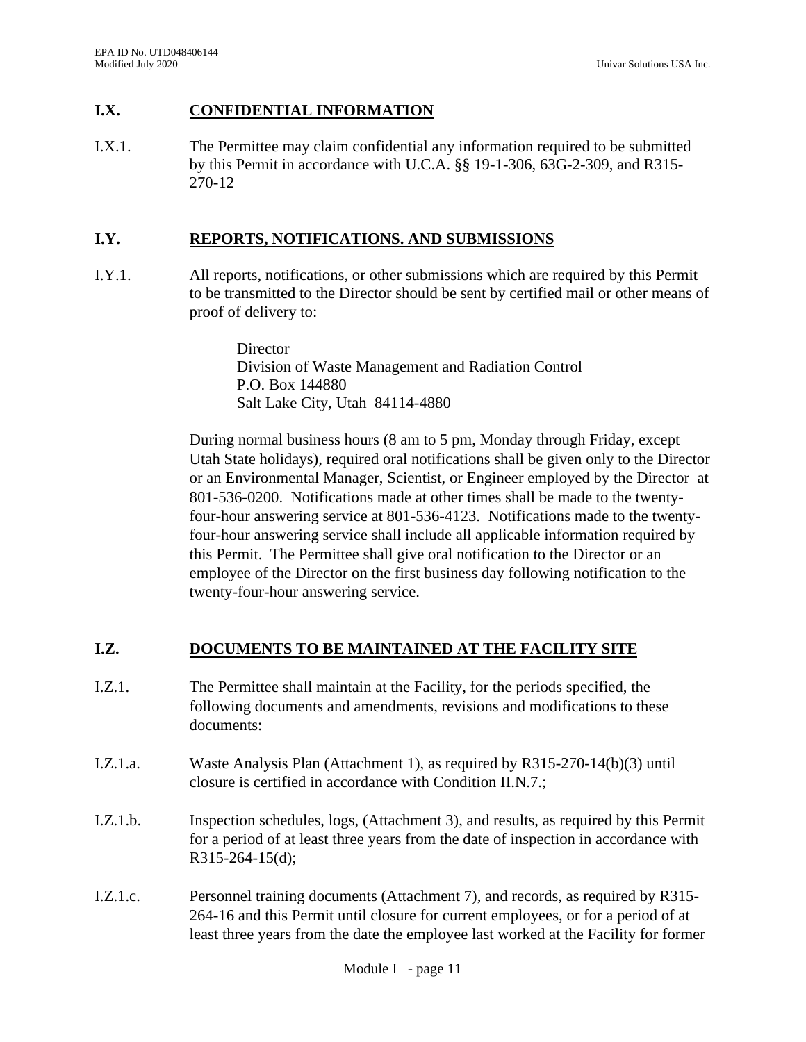## I.X. CONFIDENTIAL INFORMATION

I.X.1. The Permittee may claim confidential any information required to be submitted by this Permit in accordance with U.C.A. §§ 19-1-306, 63G-2-309, and R315-270-12

## I.Y. REPORTS, NOTIFICATIONS. AND SUBMISSIONS

I.Y.1. All reports, notifications, or other submissions which are required by this Permit to be transmitted to the Director should be sent by certified mail or other means of proof of delivery to:

> Director
> Division of Waste Management and Radiation Control
> P.O. Box 144880
> Salt Lake City, Utah 84114-4880

During normal business hours (8 am to 5 pm, Monday through Friday, except Utah State holidays), required oral notifications shall be given only to the Director or an Environmental Manager, Scientist, or Engineer employed by the Director at 801-536-0200. Notifications made at other times shall be made to the twenty-four-hour answering service at 801-536-4123. Notifications made to the twenty-four-hour answering service shall include all applicable information required by this Permit. The Permittee shall give oral notification to the Director or an employee of the Director on the first business day following notification to the twenty-four-hour answering service.

## I.Z. DOCUMENTS TO BE MAINTAINED AT THE FACILITY SITE

I.Z.1. The Permittee shall maintain at the Facility, for the periods specified, the following documents and amendments, revisions and modifications to these documents:

I.Z.1.a. Waste Analysis Plan (Attachment 1), as required by R315-270-14(b)(3) until closure is certified in accordance with Condition II.N.7.;

I.Z.1.b. Inspection schedules, logs, (Attachment 3), and results, as required by this Permit for a period of at least three years from the date of inspection in accordance with R315-264-15(d);

I.Z.1.c. Personnel training documents (Attachment 7), and records, as required by R315-264-16 and this Permit until closure for current employees, or for a period of at least three years from the date the employee last worked at the Facility for former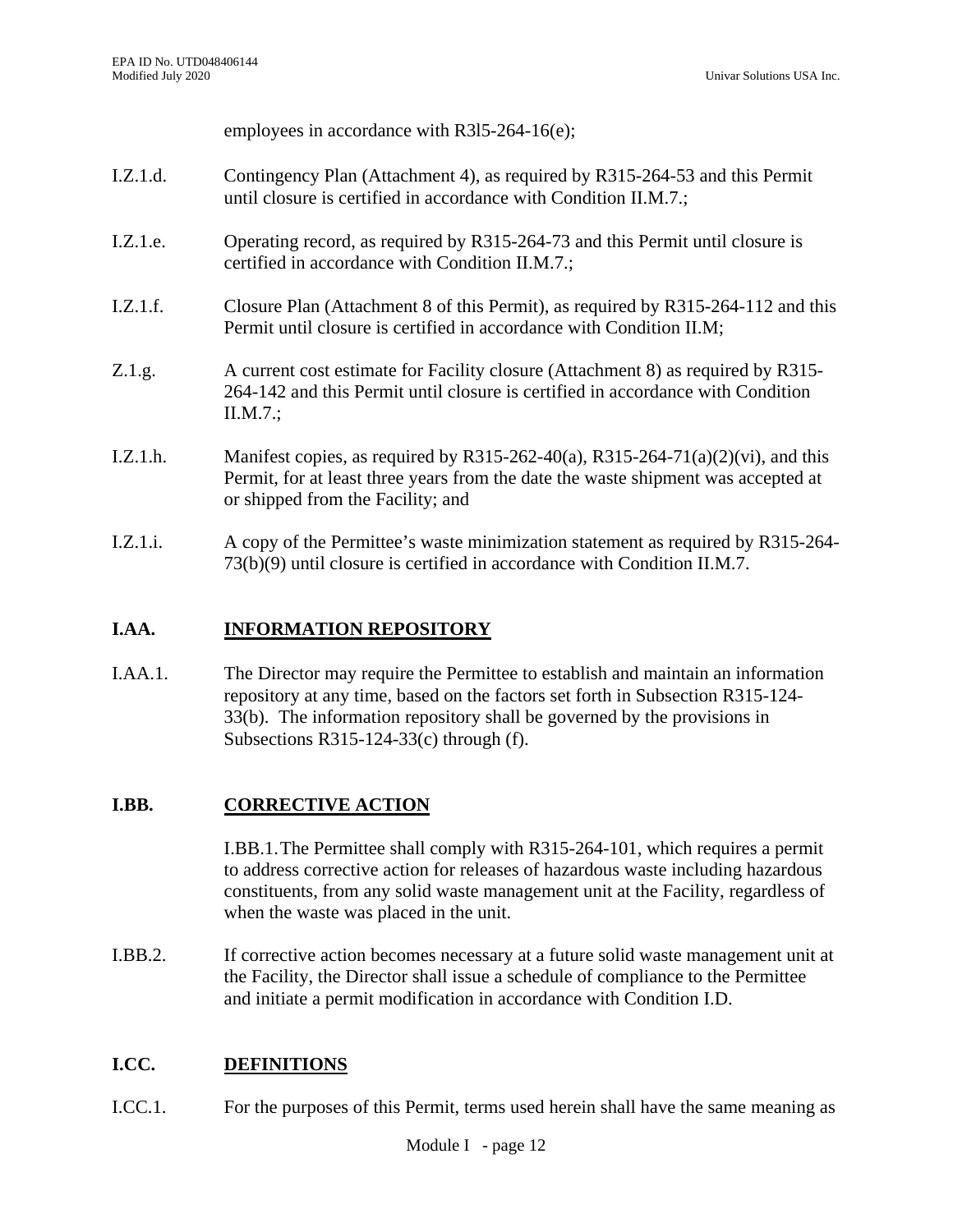employees in accordance with R3l5-264-16(e);

I.Z.1.d. Contingency Plan (Attachment 4), as required by R315-264-53 and this Permit until closure is certified in accordance with Condition II.M.7.;

I.Z.1.e. Operating record, as required by R315-264-73 and this Permit until closure is certified in accordance with Condition II.M.7.;

I.Z.1.f. Closure Plan (Attachment 8 of this Permit), as required by R315-264-112 and this Permit until closure is certified in accordance with Condition II.M;

Z.1.g. A current cost estimate for Facility closure (Attachment 8) as required by R315-264-142 and this Permit until closure is certified in accordance with Condition II.M.7.;

I.Z.1.h. Manifest copies, as required by R315-262-40(a), R315-264-71(a)(2)(vi), and this Permit, for at least three years from the date the waste shipment was accepted at or shipped from the Facility; and

I.Z.1.i. A copy of the Permittee's waste minimization statement as required by R315-264-73(b)(9) until closure is certified in accordance with Condition II.M.7.

## I.AA. <u>INFORMATION REPOSITORY</u>

I.AA.1. The Director may require the Permittee to establish and maintain an information repository at any time, based on the factors set forth in Subsection R315-124-33(b). The information repository shall be governed by the provisions in Subsections R315-124-33(c) through (f).

## I.BB. <u>CORRECTIVE ACTION</u>

I.BB.1. The Permittee shall comply with R315-264-101, which requires a permit to address corrective action for releases of hazardous waste including hazardous constituents, from any solid waste management unit at the Facility, regardless of when the waste was placed in the unit.

I.BB.2. If corrective action becomes necessary at a future solid waste management unit at the Facility, the Director shall issue a schedule of compliance to the Permittee and initiate a permit modification in accordance with Condition I.D.

## I.CC. <u>DEFINITIONS</u>

I.CC.1. For the purposes of this Permit, terms used herein shall have the same meaning as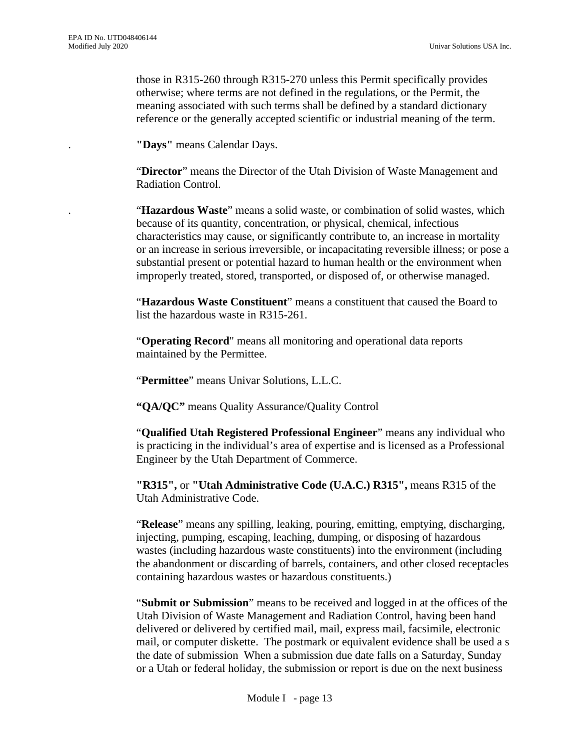those in R315-260 through R315-270 unless this Permit specifically provides otherwise; where terms are not defined in the regulations, or the Permit, the meaning associated with such terms shall be defined by a standard dictionary reference or the generally accepted scientific or industrial meaning of the term.

. **"Days"** means Calendar Days.

"**Director**" means the Director of the Utah Division of Waste Management and Radiation Control.

. "**Hazardous Waste**" means a solid waste, or combination of solid wastes, which because of its quantity, concentration, or physical, chemical, infectious characteristics may cause, or significantly contribute to, an increase in mortality or an increase in serious irreversible, or incapacitating reversible illness; or pose a substantial present or potential hazard to human health or the environment when improperly treated, stored, transported, or disposed of, or otherwise managed.

"**Hazardous Waste Constituent**" means a constituent that caused the Board to list the hazardous waste in R315-261.

"**Operating Record**" means all monitoring and operational data reports maintained by the Permittee.

"**Permittee**" means Univar Solutions, L.L.C.

**"QA/QC"** means Quality Assurance/Quality Control

"**Qualified Utah Registered Professional Engineer**" means any individual who is practicing in the individual's area of expertise and is licensed as a Professional Engineer by the Utah Department of Commerce.

**"R315",** or **"Utah Administrative Code (U.A.C.) R315",** means R315 of the Utah Administrative Code.

"**Release**" means any spilling, leaking, pouring, emitting, emptying, discharging, injecting, pumping, escaping, leaching, dumping, or disposing of hazardous wastes (including hazardous waste constituents) into the environment (including the abandonment or discarding of barrels, containers, and other closed receptacles containing hazardous wastes or hazardous constituents.)

"**Submit or Submission**" means to be received and logged in at the offices of the Utah Division of Waste Management and Radiation Control, having been hand delivered or delivered by certified mail, mail, express mail, facsimile, electronic mail, or computer diskette. The postmark or equivalent evidence shall be used a s the date of submission When a submission due date falls on a Saturday, Sunday or a Utah or federal holiday, the submission or report is due on the next business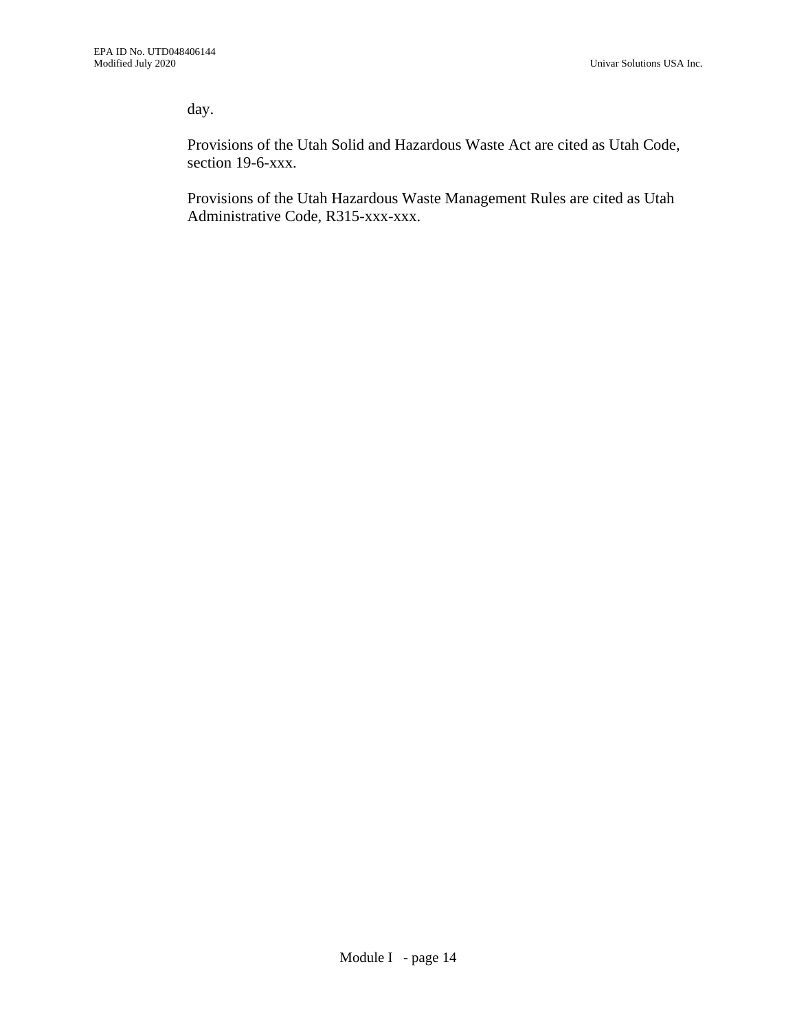day.

Provisions of the Utah Solid and Hazardous Waste Act are cited as Utah Code, section 19-6-xxx.

Provisions of the Utah Hazardous Waste Management Rules are cited as Utah Administrative Code, R315-xxx-xxx.